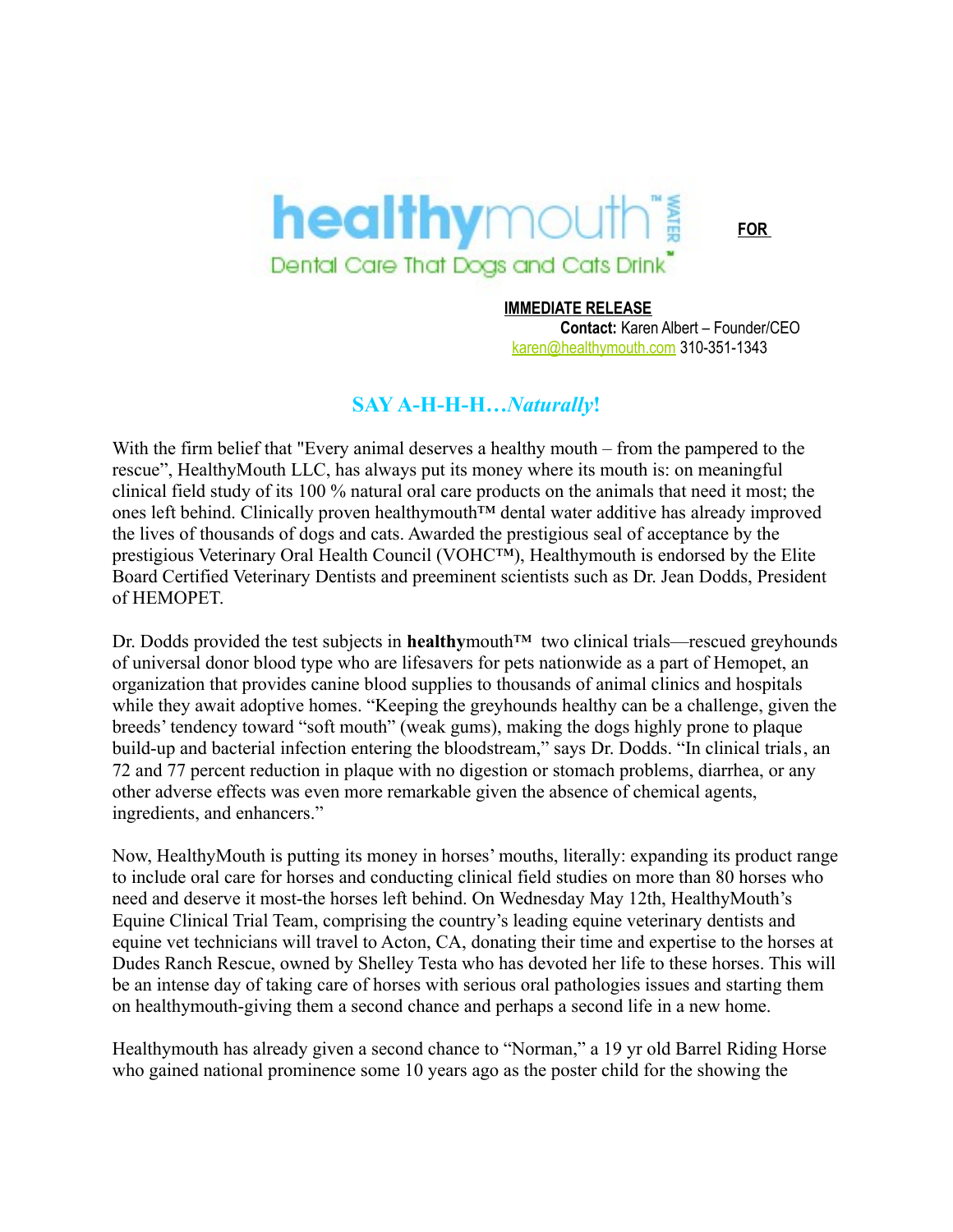healthymouth™ WATER

Dental Care That Dogs and Cats Drink™

**FOR IMMEDIATE RELEASE**

**Contact:** Karen Albert – Founder/CEO
karen@healthymouth.com 310-351-1343

## SAY A-H-H-H…*Naturally*!

With the firm belief that "Every animal deserves a healthy mouth – from the pampered to the rescue", HealthyMouth LLC, has always put its money where its mouth is: on meaningful clinical field study of its 100 % natural oral care products on the animals that need it most; the ones left behind. Clinically proven healthymouth™ dental water additive has already improved the lives of thousands of dogs and cats. Awarded the prestigious seal of acceptance by the prestigious Veterinary Oral Health Council (VOHC™), Healthymouth is endorsed by the Elite Board Certified Veterinary Dentists and preeminent scientists such as Dr. Jean Dodds, President of HEMOPET.

Dr. Dodds provided the test subjects in **healthy**mouth™ two clinical trials—rescued greyhounds of universal donor blood type who are lifesavers for pets nationwide as a part of Hemopet, an organization that provides canine blood supplies to thousands of animal clinics and hospitals while they await adoptive homes. "Keeping the greyhounds healthy can be a challenge, given the breeds' tendency toward "soft mouth" (weak gums), making the dogs highly prone to plaque build-up and bacterial infection entering the bloodstream," says Dr. Dodds. "In clinical trials, an 72 and 77 percent reduction in plaque with no digestion or stomach problems, diarrhea, or any other adverse effects was even more remarkable given the absence of chemical agents, ingredients, and enhancers."

Now, HealthyMouth is putting its money in horses' mouths, literally: expanding its product range to include oral care for horses and conducting clinical field studies on more than 80 horses who need and deserve it most-the horses left behind. On Wednesday May 12th, HealthyMouth's Equine Clinical Trial Team, comprising the country's leading equine veterinary dentists and equine vet technicians will travel to Acton, CA, donating their time and expertise to the horses at Dudes Ranch Rescue, owned by Shelley Testa who has devoted her life to these horses. This will be an intense day of taking care of horses with serious oral pathologies issues and starting them on healthymouth-giving them a second chance and perhaps a second life in a new home.

Healthymouth has already given a second chance to "Norman," a 19 yr old Barrel Riding Horse who gained national prominence some 10 years ago as the poster child for the showing the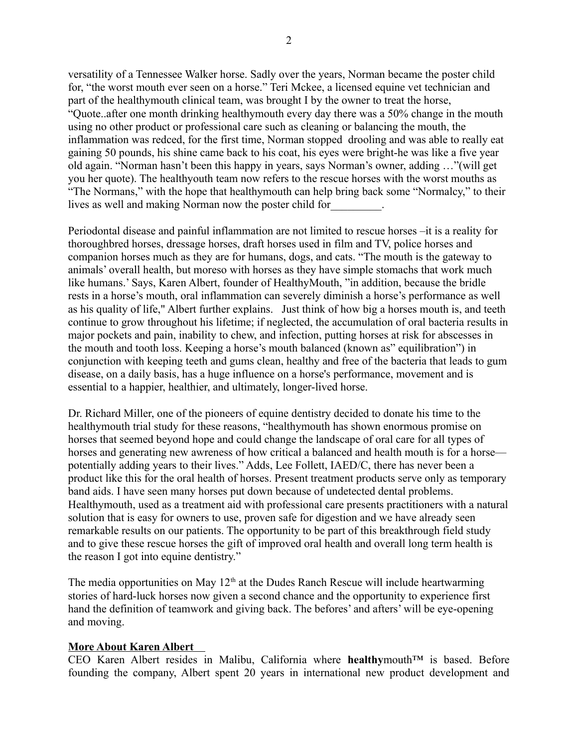versatility of a Tennessee Walker horse. Sadly over the years, Norman became the poster child for, “the worst mouth ever seen on a horse.” Teri Mckee, a licensed equine vet technician and part of the healthymouth clinical team, was brought I by the owner to treat the horse, “Quote..after one month drinking healthymouth every day there was a 50% change in the mouth using no other product or professional care such as cleaning or balancing the mouth, the inflammation was redced, for the first time, Norman stopped drooling and was able to really eat gaining 50 pounds, his shine came back to his coat, his eyes were bright-he was like a five year old again. “Norman hasn’t been this happy in years, says Norman’s owner, adding …”(will get you her quote). The healthyouth team now refers to the rescue horses with the worst mouths as “The Normans,” with the hope that healthymouth can help bring back some “Normalcy,” to their lives as well and making Norman now the poster child for_________.

Periodontal disease and painful inflammation are not limited to rescue horses –it is a reality for thoroughbred horses, dressage horses, draft horses used in film and TV, police horses and companion horses much as they are for humans, dogs, and cats. “The mouth is the gateway to animals’ overall health, but moreso with horses as they have simple stomachs that work much like humans.’ Says, Karen Albert, founder of HealthyMouth, ”in addition, because the bridle rests in a horse’s mouth, oral inflammation can severely diminish a horse’s performance as well as his quality of life," Albert further explains. Just think of how big a horses mouth is, and teeth continue to grow throughout his lifetime; if neglected, the accumulation of oral bacteria results in major pockets and pain, inability to chew, and infection, putting horses at risk for abscesses in the mouth and tooth loss. Keeping a horse’s mouth balanced (known as” equilibration”) in conjunction with keeping teeth and gums clean, healthy and free of the bacteria that leads to gum disease, on a daily basis, has a huge influence on a horse's performance, movement and is essential to a happier, healthier, and ultimately, longer-lived horse.

Dr. Richard Miller, one of the pioneers of equine dentistry decided to donate his time to the healthymouth trial study for these reasons, “healthymouth has shown enormous promise on horses that seemed beyond hope and could change the landscape of oral care for all types of horses and generating new awreness of how critical a balanced and health mouth is for a horse—potentially adding years to their lives.” Adds, Lee Follett, IAED/C, there has never been a product like this for the oral health of horses. Present treatment products serve only as temporary band aids. I have seen many horses put down because of undetected dental problems. Healthymouth, used as a treatment aid with professional care presents practitioners with a natural solution that is easy for owners to use, proven safe for digestion and we have already seen remarkable results on our patients. The opportunity to be part of this breakthrough field study and to give these rescue horses the gift of improved oral health and overall long term health is the reason I got into equine dentistry.”

The media opportunities on May 12th at the Dudes Ranch Rescue will include heartwarming stories of hard-luck horses now given a second chance and the opportunity to experience first hand the definition of teamwork and giving back. The befores’ and afters’ will be eye-opening and moving.

**More About Karen Albert**

CEO Karen Albert resides in Malibu, California where **healthy**mouth™ is based. Before founding the company, Albert spent 20 years in international new product development and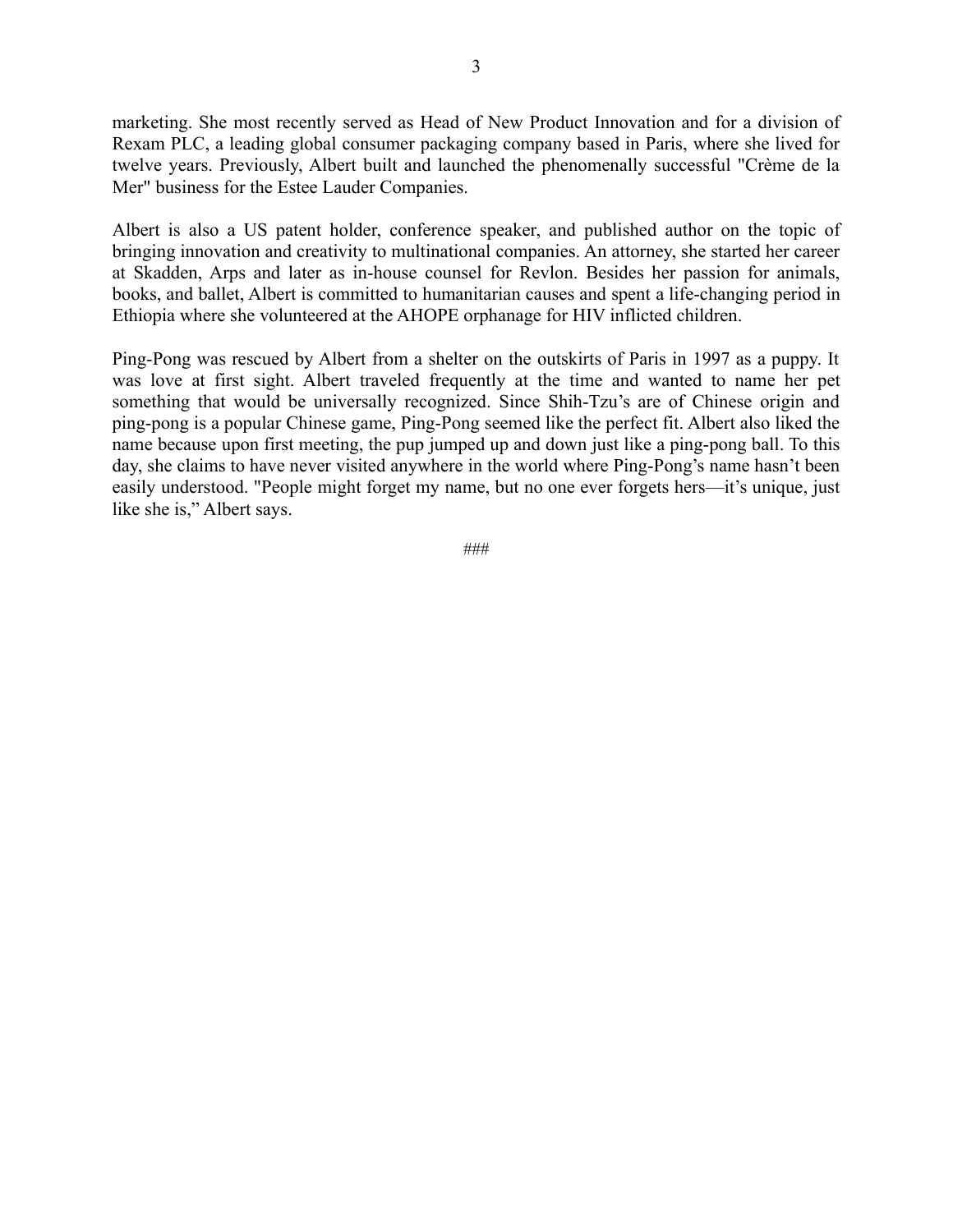marketing. She most recently served as Head of New Product Innovation and for a division of Rexam PLC, a leading global consumer packaging company based in Paris, where she lived for twelve years. Previously, Albert built and launched the phenomenally successful "Crème de la Mer" business for the Estee Lauder Companies.

Albert is also a US patent holder, conference speaker, and published author on the topic of bringing innovation and creativity to multinational companies. An attorney, she started her career at Skadden, Arps and later as in-house counsel for Revlon. Besides her passion for animals, books, and ballet, Albert is committed to humanitarian causes and spent a life-changing period in Ethiopia where she volunteered at the AHOPE orphanage for HIV inflicted children.

Ping-Pong was rescued by Albert from a shelter on the outskirts of Paris in 1997 as a puppy. It was love at first sight. Albert traveled frequently at the time and wanted to name her pet something that would be universally recognized. Since Shih-Tzu's are of Chinese origin and ping-pong is a popular Chinese game, Ping-Pong seemed like the perfect fit. Albert also liked the name because upon first meeting, the pup jumped up and down just like a ping-pong ball. To this day, she claims to have never visited anywhere in the world where Ping-Pong's name hasn't been easily understood. "People might forget my name, but no one ever forgets hers—it's unique, just like she is," Albert says.

###